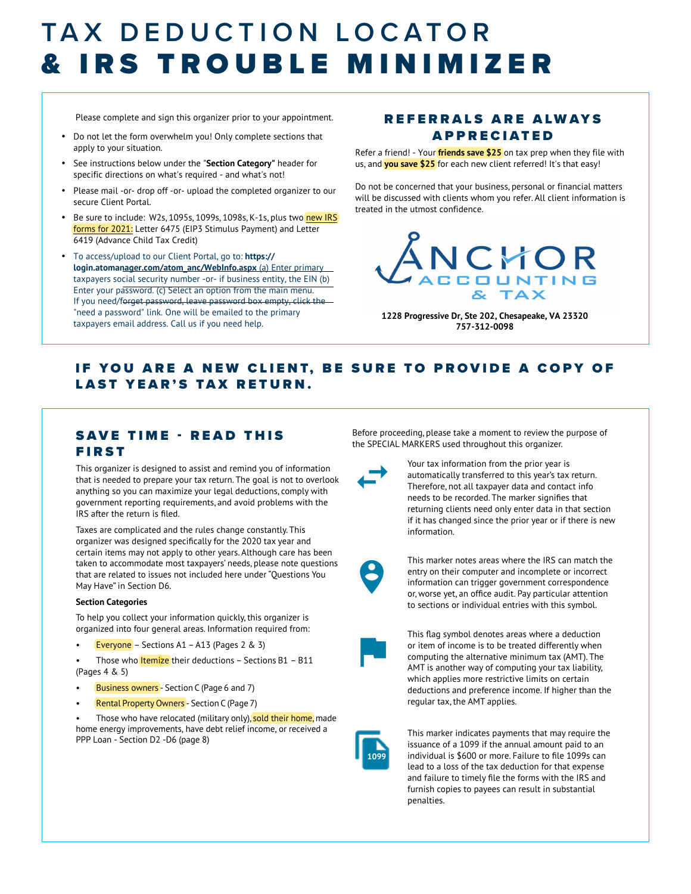# TAX DEDUCTION LOCATOR
# & IRS TROUBLE MINIMIZER

Please complete and sign this organizer prior to your appointment.

- Do not let the form overwhelm you! Only complete sections that apply to your situation.
- See instructions below under the "**Section Category**" header for specific directions on what's required - and what's not!
- Please mail -or- drop off -or- upload the completed organizer to our secure Client Portal.
- Be sure to include: W2s, 1095s, 1099s, 1098s, K-1s, plus two new IRS forms for 2021: Letter 6475 (EIP3 Stimulus Payment) and Letter 6419 (Advance Child Tax Credit)
- To access/upload to our Client Portal, go to: **https://login.atomanager.com/atom_anc/WebInfo.aspx** (a) Enter primary taxpayers social security number -or- if business entity, the EIN (b) Enter your password. (c) Select an option from the main menu. If you need/forget password, leave password box empty, click the "need a password" link. One will be emailed to the primary taxpayers email address. Call us if you need help.

## REFERRALS ARE ALWAYS APPRECIATED

Refer a friend! - Your **friends save $25** on tax prep when they file with us, and **you save $25** for each new client referred! It's that easy!

Do not be concerned that your business, personal or financial matters will be discussed with clients whom you refer. All client information is treated in the utmost confidence.

ANCHOR ACCOUNTING & TAX

**1228 Progressive Dr, Ste 202, Chesapeake, VA 23320**
**757-312-0098**

## IF YOU ARE A NEW CLIENT, BE SURE TO PROVIDE A COPY OF LAST YEAR'S TAX RETURN.

## SAVE TIME - READ THIS FIRST

This organizer is designed to assist and remind you of information that is needed to prepare your tax return. The goal is not to overlook anything so you can maximize your legal deductions, comply with government reporting requirements, and avoid problems with the IRS after the return is filed.

Taxes are complicated and the rules change constantly. This organizer was designed specifically for the 2020 tax year and certain items may not apply to other years. Although care has been taken to accommodate most taxpayers' needs, please note questions that are related to issues not included here under "Questions You May Have" in Section D6.

**Section Categories**

To help you collect your information quickly, this organizer is organized into four general areas. Information required from:

- Everyone – Sections A1 – A13 (Pages 2 & 3)
- Those who Itemize their deductions – Sections B1 – B11 (Pages 4 & 5)
- Business owners - Section C (Page 6 and 7)
- Rental Property Owners - Section C (Page 7)
- Those who have relocated (military only), sold their home, made home energy improvements, have debt relief income, or received a PPP Loan - Section D2 -D6 (page 8)

Before proceeding, please take a moment to review the purpose of the SPECIAL MARKERS used throughout this organizer.

Your tax information from the prior year is automatically transferred to this year's tax return. Therefore, not all taxpayer data and contact info needs to be recorded. The marker signifies that returning clients need only enter data in that section if it has changed since the prior year or if there is new information.

This marker notes areas where the IRS can match the entry on their computer and incomplete or incorrect information can trigger government correspondence or, worse yet, an office audit. Pay particular attention to sections or individual entries with this symbol.

This flag symbol denotes areas where a deduction or item of income is to be treated differently when computing the alternative minimum tax (AMT). The AMT is another way of computing your tax liability, which applies more restrictive limits on certain deductions and preference income. If higher than the regular tax, the AMT applies.

1099

This marker indicates payments that may require the issuance of a 1099 if the annual amount paid to an individual is $600 or more. Failure to file 1099s can lead to a loss of the tax deduction for that expense and failure to timely file the forms with the IRS and furnish copies to payees can result in substantial penalties.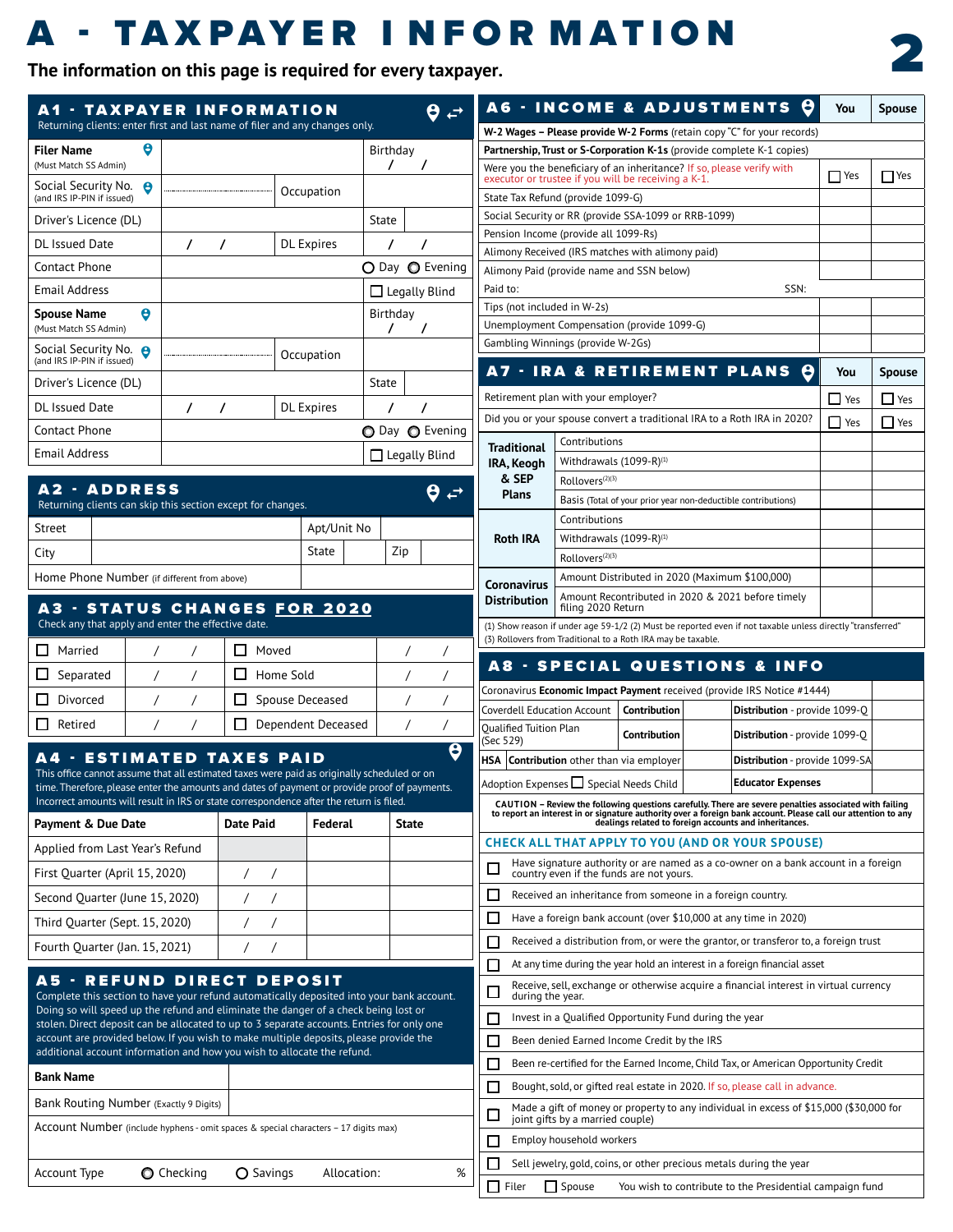# A - TAXPAYER INFORMATION

**The information on this page is required for every taxpayer.**

## A1 - TAXPAYER INFORMATION

Returning clients: enter first and last name of filer and any changes only.

| | | | |
|---|---|---|---|
| **Filer Name** (Must Match SS Admin) | | Birthday / / | |
| Social Security No. (and IRS IP-PIN if issued) | | Occupation | |
| Driver's Licence (DL) | | State | |
| DL Issued Date | / / | DL Expires | / / |
| Contact Phone | | ○ Day ○ Evening | |
| Email Address | | ☐ Legally Blind | |
| **Spouse Name** (Must Match SS Admin) | | Birthday / / | |
| Social Security No. (and IRS IP-PIN if issued) | | Occupation | |
| Driver's Licence (DL) | | State | |
| DL Issued Date | / / | DL Expires | / / |
| Contact Phone | | ○ Day ○ Evening | |
| Email Address | | ☐ Legally Blind | |

## A2 - ADDRESS

Returning clients can skip this section except for changes.

| | | | | | |
|---|---|---|---|---|---|
| Street | | Apt/Unit No | | | |
| City | | State | | Zip | |
| Home Phone Number (if different from above) | | | | | |

## A3 - STATUS CHANGES FOR 2020

Check any that apply and enter the effective date.

| | | | |
|---|---|---|---|
| ☐ Married | / / | ☐ Moved | / / |
| ☐ Separated | / / | ☐ Home Sold | / / |
| ☐ Divorced | / / | ☐ Spouse Deceased | / / |
| ☐ Retired | / / | ☐ Dependent Deceased | / / |

## A4 - ESTIMATED TAXES PAID

This office cannot assume that all estimated taxes were paid as originally scheduled or on time. Therefore, please enter the amounts and dates of payment or provide proof of payments. Incorrect amounts will result in IRS or state correspondence after the return is filed.

| Payment & Due Date | Date Paid | Federal | State |
|---|---|---|---|
| Applied from Last Year's Refund | | | |
| First Quarter (April 15, 2020) | / / | | |
| Second Quarter (June 15, 2020) | / / | | |
| Third Quarter (Sept. 15, 2020) | / / | | |
| Fourth Quarter (Jan. 15, 2021) | / / | | |

## A5 - REFUND DIRECT DEPOSIT

Complete this section to have your refund automatically deposited into your bank account. Doing so will speed up the refund and eliminate the danger of a check being lost or stolen. Direct deposit can be allocated to up to 3 separate accounts. Entries for only one account are provided below. If you wish to make multiple deposits, please provide the additional account information and how you wish to allocate the refund.

| | |
|---|---|
| **Bank Name** | |
| Bank Routing Number (Exactly 9 Digits) | |
| Account Number (include hyphens - omit spaces & special characters – 17 digits max) | |
| Account Type ○ Checking ○ Savings | Allocation: % |

## A6 - INCOME & ADJUSTMENTS

| | You | Spouse |
|---|---|---|
| **W-2 Wages – Please provide W-2 Forms** (retain copy "C" for your records) | | |
| **Partnership, Trust or S-Corporation K-1s** (provide complete K-1 copies) | | |
| Were you the beneficiary of an inheritance? If so, please verify with executor or trustee if you will be receiving a K-1. | ☐ Yes | ☐ Yes |
| State Tax Refund (provide 1099-G) | | |
| Social Security or RR (provide SSA-1099 or RRB-1099) | | |
| Pension Income (provide all 1099-Rs) | | |
| Alimony Received (IRS matches with alimony paid) | | |
| Alimony Paid (provide name and SSN below) | | |
| Paid to: SSN: | | |
| Tips (not included in W-2s) | | |
| Unemployment Compensation (provide 1099-G) | | |
| Gambling Winnings (provide W-2Gs) | | |

## A7 - IRA & RETIREMENT PLANS

| | | You | Spouse |
|---|---|---|---|
| Retirement plan with your employer? | | ☐ Yes | ☐ Yes |
| Did you or your spouse convert a traditional IRA to a Roth IRA in 2020? | | ☐ Yes | ☐ Yes |
| **Traditional IRA, Keogh & SEP Plans** | Contributions | | |
| | Withdrawals (1099-R)(1) | | |
| | Rollovers(2)(3) | | |
| | Basis (Total of your prior year non-deductible contributions) | | |
| **Roth IRA** | Contributions | | |
| | Withdrawals (1099-R)(1) | | |
| | Rollovers(2)(3) | | |
| **Coronavirus Distribution** | Amount Distributed in 2020 (Maximum $100,000) | | |
| | Amount Recontributed in 2020 & 2021 before timely filing 2020 Return | | |

(1) Show reason if under age 59-1/2 (2) Must be reported even if not taxable unless directly "transferred" (3) Rollovers from Traditional to a Roth IRA may be taxable.

## A8 - SPECIAL QUESTIONS & INFO

| | | | |
|---|---|---|---|
| Coronavirus **Economic Impact Payment** received (provide IRS Notice #1444) | | | |
| Coverdell Education Account | **Contribution** | **Distribution** - provide 1099-Q | |
| Qualified Tuition Plan (Sec 529) | **Contribution** | **Distribution** - provide 1099-Q | |
| **HSA** **Contribution** other than via employer | | **Distribution** - provide 1099-SA | |
| Adoption Expenses ☐ Special Needs Child | | **Educator Expenses** | |

**CAUTION – Review the following questions carefully. There are severe penalties associated with failing to report an interest in or signature authority over a foreign bank account. Please call our attention to any dealings related to foreign accounts and inheritances.**

### CHECK ALL THAT APPLY TO YOU (AND OR YOUR SPOUSE)

- ☐ Have signature authority or are named as a co-owner on a bank account in a foreign country even if the funds are not yours.
- ☐ Received an inheritance from someone in a foreign country.
- ☐ Have a foreign bank account (over $10,000 at any time in 2020)
- ☐ Received a distribution from, or were the grantor, or transferor to, a foreign trust
- ☐ At any time during the year hold an interest in a foreign financial asset
- ☐ Receive, sell, exchange or otherwise acquire a financial interest in virtual currency during the year.
- ☐ Invest in a Qualified Opportunity Fund during the year
- ☐ Been denied Earned Income Credit by the IRS
- ☐ Been re-certified for the Earned Income, Child Tax, or American Opportunity Credit
- ☐ Bought, sold, or gifted real estate in 2020. If so, please call in advance.
- ☐ Made a gift of money or property to any individual in excess of $15,000 ($30,000 for joint gifts by a married couple)
- ☐ Employ household workers
- ☐ Sell jewelry, gold, coins, or other precious metals during the year
- ☐ Filer ☐ Spouse You wish to contribute to the Presidential campaign fund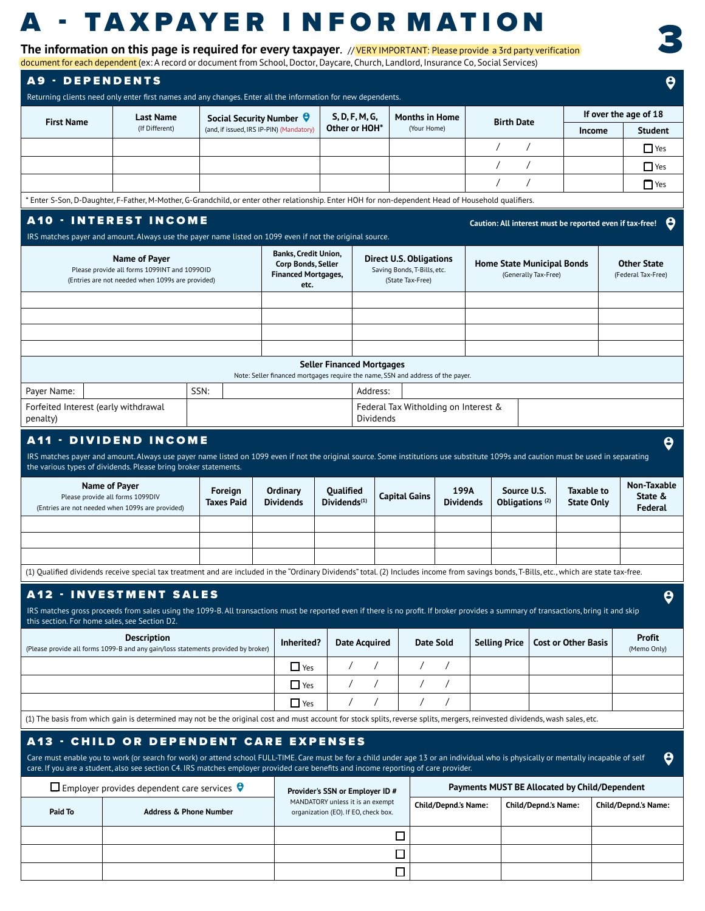# A - TAXPAYER INFORMATION

**The information on this page is required for every taxpayer.** // VERY IMPORTANT: Please provide a 3rd party verification document for each dependent (ex: A record or document from School, Doctor, Daycare, Church, Landlord, Insurance Co, Social Services)

## A9 - DEPENDENTS

Returning clients need only enter first names and any changes. Enter all the information for new dependents.

| First Name | Last Name (If Different) | Social Security Number (and, if issued, IRS IP-PIN) (Mandatory) | S, D, F, M, G, Other or HOH* | Months in Home (Your Home) | Birth Date | If over the age of 18 | |
|---|---|---|---|---|---|---|---|
| | | | | | | Income | Student |
| | | | | | / / | | ☐ Yes |
| | | | | | / / | | ☐ Yes |
| | | | | | / / | | ☐ Yes |

* Enter S-Son, D-Daughter, F-Father, M-Mother, G-Grandchild, or enter other relationship. Enter HOH for non-dependent Head of Household qualifiers.

## A10 - INTEREST INCOME

**Caution: All interest must be reported even if tax-free!**

IRS matches payer and amount. Always use the payer name listed on 1099 even if not the original source.

| Name of Payer (Please provide all forms 1099INT and 1099OID) (Entries are not needed when 1099s are provided) | Banks, Credit Union, Corp Bonds, Seller Financed Mortgages, etc. | Direct U.S. Obligations (Saving Bonds, T-Bills, etc.) (State Tax-Free) | Home State Municipal Bonds (Generally Tax-Free) | Other State (Federal Tax-Free) |
|---|---|---|---|---|
| | | | | |
| | | | | |
| | | | | |
| | | | | |

**Seller Financed Mortgages**

Note: Seller financed mortgages require the name, SSN and address of the payer.

| | | | |
|---|---|---|---|
| Payer Name: | SSN: | Address: | |
| Forfeited Interest (early withdrawal penalty) | | Federal Tax Witholding on Interest & Dividends | |

## A11 - DIVIDEND INCOME

IRS matches payer and amount. Always use payer name listed on 1099 even if not the original source. Some institutions use substitute 1099s and caution must be used in separating the various types of dividends. Please bring broker statements.

| Name of Payer (Please provide all forms 1099DIV) (Entries are not needed when 1099s are provided) | Foreign Taxes Paid | Ordinary Dividends | Qualified Dividends(1) | Capital Gains | 199A Dividends | Source U.S. Obligations (2) | Taxable to State Only | Non-Taxable State & Federal |
|---|---|---|---|---|---|---|---|---|
| | | | | | | | | |
| | | | | | | | | |
| | | | | | | | | |

(1) Qualified dividends receive special tax treatment and are included in the "Ordinary Dividends" total. (2) Includes income from savings bonds, T-Bills, etc., which are state tax-free.

## A12 - INVESTMENT SALES

IRS matches gross proceeds from sales using the 1099-B. All transactions must be reported even if there is no profit. If broker provides a summary of transactions, bring it and skip this section. For home sales, see Section D2.

| Description (Please provide all forms 1099-B and any gain/loss statements provided by broker) | Inherited? | Date Acquired | Date Sold | Selling Price | Cost or Other Basis | Profit (Memo Only) |
|---|---|---|---|---|---|---|
| | ☐ Yes | / / | / / | | | |
| | ☐ Yes | / / | / / | | | |
| | ☐ Yes | / / | / / | | | |

(1) The basis from which gain is determined may not be the original cost and must account for stock splits, reverse splits, mergers, reinvested dividends, wash sales, etc.

## A13 - CHILD OR DEPENDENT CARE EXPENSES

Care must enable you to work (or search for work) or attend school FULL-TIME. Care must be for a child under age 13 or an individual who is physically or mentally incapable of self care. If you are a student, also see section C4. IRS matches employer provided care benefits and income reporting of care provider.

☐ Employer provides dependent care services

| Paid To | Address & Phone Number | Provider's SSN or Employer ID # (MANDATORY unless it is an exempt organization (EO). If EO, check box.) | Payments MUST BE Allocated by Child/Dependent | | |
|---|---|---|---|---|---|
| | | | Child/Depnd.'s Name: | Child/Depnd.'s Name: | Child/Depnd.'s Name: |
| | | ☐ | | | |
| | | ☐ | | | |
| | | ☐ | | | |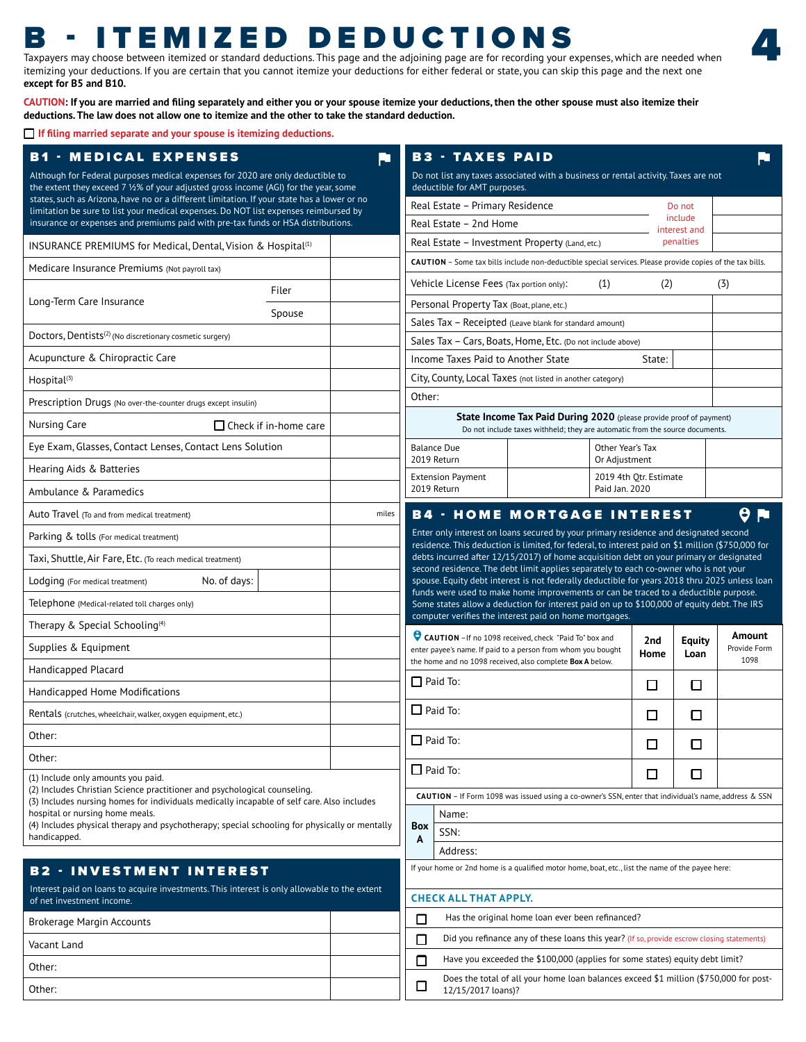# B - ITEMIZED DEDUCTIONS

Taxpayers may choose between itemized or standard deductions. This page and the adjoining page are for recording your expenses, which are needed when itemizing your deductions. If you are certain that you cannot itemize your deductions for either federal or state, you can skip this page and the next one **except for B5 and B10.**

**CAUTION: If you are married and filing separately and either you or your spouse itemize your deductions, then the other spouse must also itemize their deductions. The law does not allow one to itemize and the other to take the standard deduction.**

☐ If filing married separate and your spouse is itemizing deductions.

## B1 - MEDICAL EXPENSES

Although for Federal purposes medical expenses for 2020 are only deductible to the extent they exceed 7 ½% of your adjusted gross income (AGI) for the year, some states, such as Arizona, have no or a different limitation. If your state has a lower or no limitation be sure to list your medical expenses. Do NOT list expenses reimbursed by insurance or expenses and premiums paid with pre-tax funds or HSA distributions.

| Item | | Amount |
|---|---|---|
| INSURANCE PREMIUMS for Medical, Dental, Vision & Hospital[1] | | |
| Medicare Insurance Premiums (Not payroll tax) | | |
| Long-Term Care Insurance | Filer | |
| | Spouse | |
| Doctors, Dentists[2] (No discretionary cosmetic surgery) | | |
| Acupuncture & Chiropractic Care | | |
| Hospital[3] | | |
| Prescription Drugs (No over-the-counter drugs except insulin) | | |
| Nursing Care | ☐ Check if in-home care | |
| Eye Exam, Glasses, Contact Lenses, Contact Lens Solution | | |
| Hearing Aids & Batteries | | |
| Ambulance & Paramedics | | |
| Auto Travel (To and from medical treatment) | | miles |
| Parking & tolls (For medical treatment) | | |
| Taxi, Shuttle, Air Fare, Etc. (To reach medical treatment) | | |
| Lodging (For medical treatment) | No. of days: | |
| Telephone (Medical-related toll charges only) | | |
| Therapy & Special Schooling[4] | | |
| Supplies & Equipment | | |
| Handicapped Placard | | |
| Handicapped Home Modifications | | |
| Rentals (crutches, wheelchair, walker, oxygen equipment, etc.) | | |
| Other: | | |
| Other: | | |

(1) Include only amounts you paid.
(2) Includes Christian Science practitioner and psychological counseling.
(3) Includes nursing homes for individuals medically incapable of self care. Also includes hospital or nursing home meals.
(4) Includes physical therapy and psychotherapy; special schooling for physically or mentally handicapped.

## B2 - INVESTMENT INTEREST

Interest paid on loans to acquire investments. This interest is only allowable to the extent of net investment income.

| Item | Amount |
|---|---|
| Brokerage Margin Accounts | |
| Vacant Land | |
| Other: | |
| Other: | |

## B3 - TAXES PAID

Do not list any taxes associated with a business or rental activity. Taxes are not deductible for AMT purposes.

| Item | | | | Amount |
|---|---|---|---|---|
| Real Estate – Primary Residence | | | Do not include interest and penalties | |
| Real Estate – 2nd Home | | | | |
| Real Estate – Investment Property (Land, etc.) | | | | |

CAUTION – Some tax bills include non-deductible special services. Please provide copies of the tax bills.

| Item | | | | Amount |
|---|---|---|---|---|
| Vehicle License Fees (Tax portion only): | (1) | (2) | (3) | |
| Personal Property Tax (Boat, plane, etc.) | | | | |
| Sales Tax – Receipted (Leave blank for standard amount) | | | | |
| Sales Tax – Cars, Boats, Home, Etc. (Do not include above) | | | | |
| Income Taxes Paid to Another State | | State: | | |
| City, County, Local Taxes (not listed in another category) | | | | |
| Other: | | | | |

**State Income Tax Paid During 2020** (please provide proof of payment)
Do not include taxes withheld; they are automatic from the source documents.

| | | | |
|---|---|---|---|
| Balance Due 2019 Return | | Other Year's Tax Or Adjustment | |
| Extension Payment 2019 Return | | 2019 4th Qtr. Estimate Paid Jan. 2020 | |

## B4 - HOME MORTGAGE INTEREST

Enter only interest on loans secured by your primary residence and designated second residence. This deduction is limited, for federal, to interest paid on $1 million ($750,000 for debts incurred after 12/15/2017) of home acquisition debt on your primary or designated second residence. The debt limit applies separately to each co-owner who is not your spouse. Equity debt interest is not federally deductible for years 2018 thru 2025 unless loan funds were used to make home improvements or can be traced to a deductible purpose. Some states allow a deduction for interest paid on up to $100,000 of equity debt. The IRS computer verifies the interest paid on home mortgages.

| CAUTION – If no 1098 received, check "Paid To" box and enter payee's name. If paid to a person from whom you bought the home and no 1098 received, also complete **Box A** below. | 2nd Home | Equity Loan | Amount Provide Form 1098 |
|---|---|---|---|
| ☐ Paid To: | ☐ | ☐ | |
| ☐ Paid To: | ☐ | ☐ | |
| ☐ Paid To: | ☐ | ☐ | |
| ☐ Paid To: | ☐ | ☐ | |

CAUTION – If Form 1098 was issued using a co-owner's SSN, enter that individual's name, address & SSN

| Box A | |
|---|---|
| | Name: |
| | SSN: |
| | Address: |

If your home or 2nd home is a qualified motor home, boat, etc., list the name of the payee here:

**CHECK ALL THAT APPLY.**

- ☐ Has the original home loan ever been refinanced?
- ☐ Did you refinance any of these loans this year? (If so, provide escrow closing statements)
- ☐ Have you exceeded the $100,000 (applies for some states) equity debt limit?
- ☐ Does the total of all your home loan balances exceed $1 million ($750,000 for post-12/15/2017 loans)?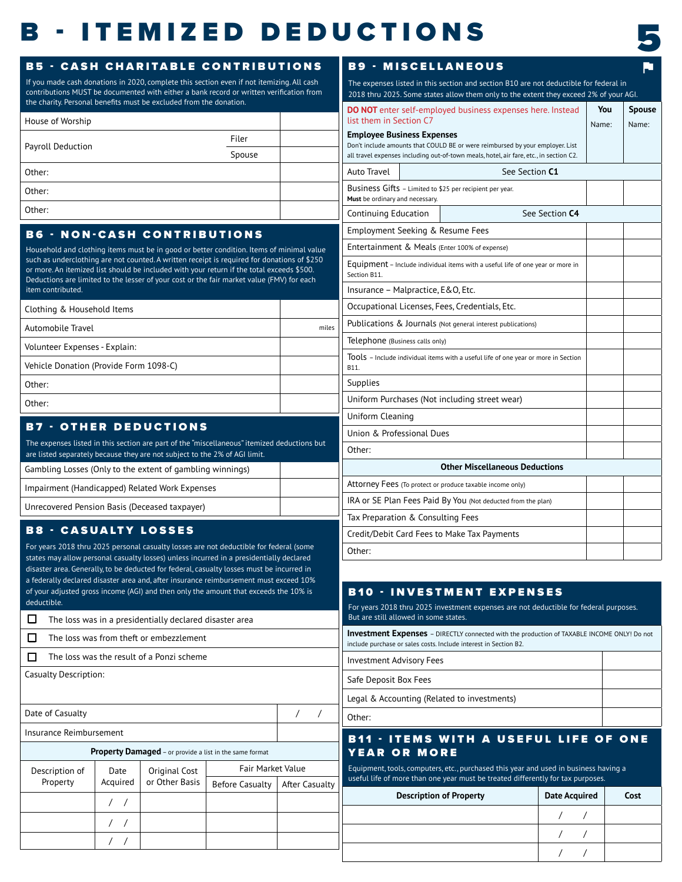# B - ITEMIZED DEDUCTIONS

## B5 - CASH CHARITABLE CONTRIBUTIONS

If you made cash donations in 2020, complete this section even if not itemizing. All cash contributions MUST be documented with either a bank record or written verification from the charity. Personal benefits must be excluded from the donation.

| | | |
|---|---|---|
| House of Worship | | |
| Payroll Deduction | Filer | |
| | Spouse | |
| Other: | | |
| Other: | | |
| Other: | | |

## B6 - NON-CASH CONTRIBUTIONS

Household and clothing items must be in good or better condition. Items of minimal value such as underclothing are not counted. A written receipt is required for donations of $250 or more. An itemized list should be included with your return if the total exceeds $500. Deductions are limited to the lesser of your cost or the fair market value (FMV) for each item contributed.

| | |
|---|---|
| Clothing & Household Items | |
| Automobile Travel | miles |
| Volunteer Expenses - Explain: | |
| Vehicle Donation (Provide Form 1098-C) | |
| Other: | |
| Other: | |

## B7 - OTHER DEDUCTIONS

The expenses listed in this section are part of the "miscellaneous" itemized deductions but are listed separately because they are not subject to the 2% of AGI limit.

| | |
|---|---|
| Gambling Losses (Only to the extent of gambling winnings) | |
| Impairment (Handicapped) Related Work Expenses | |
| Unrecovered Pension Basis (Deceased taxpayer) | |

## B8 - CASUALTY LOSSES

For years 2018 thru 2025 personal casualty losses are not deductible for federal (some states may allow personal casualty losses) unless incurred in a presidentially declared disaster area. Generally, to be deducted for federal, casualty losses must be incurred in a federally declared disaster area and, after insurance reimbursement must exceed 10% of your adjusted gross income (AGI) and then only the amount that exceeds the 10% is deductible.

- ☐ The loss was in a presidentially declared disaster area
- ☐ The loss was from theft or embezzlement
- ☐ The loss was the result of a Ponzi scheme

Casualty Description:

| | |
|---|---|
| Date of Casualty | / / |
| Insurance Reimbursement | |

**Property Damaged** – or provide a list in the same format

| Description of Property | Date Acquired | Original Cost or Other Basis | Fair Market Value | |
|---|---|---|---|---|
| | | | Before Casualty | After Casualty |
| | / / | | | |
| | / / | | | |
| | / / | | | |

## B9 - MISCELLANEOUS

The expenses listed in this section and section B10 are not deductible for federal in 2018 thru 2025. Some states allow them only to the extent they exceed 2% of your AGI.

**DO NOT** enter self-employed business expenses here. Instead list them in Section C7

**Employee Business Expenses**
Don't include amounts that COULD BE or were reimbursed by your employer. List all travel expenses including out-of-town meals, hotel, air fare, etc., in section C2.

| | You Name: | Spouse Name: |
|---|---|---|
| Auto Travel — See Section **C1** | | |
| Business Gifts – Limited to $25 per recipient per year. **Must** be ordinary and necessary. | | |
| Continuing Education — See Section **C4** | | |
| Employment Seeking & Resume Fees | | |
| Entertainment & Meals (Enter 100% of expense) | | |
| Equipment – Include individual items with a useful life of one year or more in Section B11. | | |
| Insurance – Malpractice, E&O, Etc. | | |
| Occupational Licenses, Fees, Credentials, Etc. | | |
| Publications & Journals (Not general interest publications) | | |
| Telephone (Business calls only) | | |
| Tools – Include individual items with a useful life of one year or more in Section B11. | | |
| Supplies | | |
| Uniform Purchases (Not including street wear) | | |
| Uniform Cleaning | | |
| Union & Professional Dues | | |
| Other: | | |
| **Other Miscellaneous Deductions** | | |
| Attorney Fees (To protect or produce taxable income only) | | |
| IRA or SE Plan Fees Paid By You (Not deducted from the plan) | | |
| Tax Preparation & Consulting Fees | | |
| Credit/Debit Card Fees to Make Tax Payments | | |
| Other: | | |

## B10 - INVESTMENT EXPENSES

For years 2018 thru 2025 investment expenses are not deductible for federal purposes. But are still allowed in some states.

**Investment Expenses** – DIRECTLY connected with the production of TAXABLE INCOME ONLY! Do not include purchase or sales costs. Include interest in Section B2.

| | |
|---|---|
| Investment Advisory Fees | |
| Safe Deposit Box Fees | |
| Legal & Accounting (Related to investments) | |
| Other: | |

## B11 - ITEMS WITH A USEFUL LIFE OF ONE YEAR OR MORE

Equipment, tools, computers, etc., purchased this year and used in business having a useful life of more than one year must be treated differently for tax purposes.

| Description of Property | Date Acquired | Cost |
|---|---|---|
| | / / | |
| | / / | |
| | / / | |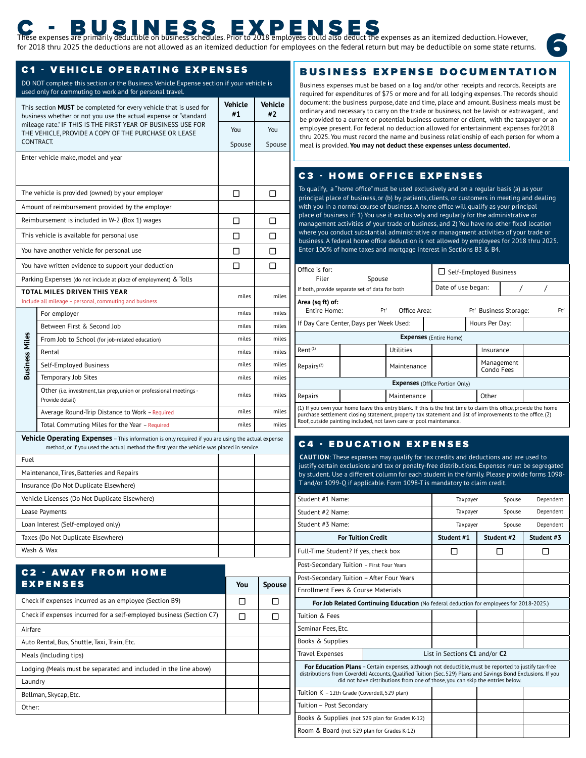# C - BUSINESS EXPENSES

These expenses are primarily deductible on business schedules. Prior to 2018 employees could also deduct the expenses as an itemized deduction. However, for 2018 thru 2025 the deductions are not allowed as an itemized deduction for employees on the federal return but may be deductible on some state returns.

## C1 - VEHICLE OPERATING EXPENSES

DO NOT complete this section or the Business Vehicle Expense section if your vehicle is used only for commuting to work and for personal travel.

| This section **MUST** be completed for every vehicle that is used for business whether or not you use the actual expense or "standard mileage rate." IF THIS IS THE FIRST YEAR OF BUSINESS USE FOR THE VEHICLE, PROVIDE A COPY OF THE PURCHASE OR LEASE CONTRACT. | | Vehicle #1 (You / Spouse) | Vehicle #2 (You / Spouse) |
|---|---|---|---|
| Enter vehicle make, model and year | | | |
| The vehicle is provided (owned) by your employer | | ☐ | ☐ |
| Amount of reimbursement provided by the employer | | | |
| Reimbursement is included in W-2 (Box 1) wages | | ☐ | ☐ |
| This vehicle is available for personal use | | ☐ | ☐ |
| You have another vehicle for personal use | | ☐ | ☐ |
| You have written evidence to support your deduction | | ☐ | ☐ |
| Parking Expenses (do not include at place of employment) & Tolls | | | |
| **TOTAL MILES DRIVEN THIS YEAR** Include all mileage – personal, commuting and business | | miles | miles |
| Business Miles | For employer | miles | miles |
| | Between First & Second Job | miles | miles |
| | From Job to School (for job-related education) | miles | miles |
| | Rental | miles | miles |
| | Self-Employed Business | miles | miles |
| | Temporary Job Sites | miles | miles |
| | Other (i.e. investment, tax prep, union or professional meetings - Provide detail) | miles | miles |
| | Average Round-Trip Distance to Work – Required | miles | miles |
| | Total Commuting Miles for the Year – Required | miles | miles |

**Vehicle Operating Expenses** – This information is only required if you are using the actual expense method, or if you used the actual method the first year the vehicle was placed in service.

| Expense | Vehicle #1 | Vehicle #2 |
|---|---|---|
| Fuel | | |
| Maintenance, Tires, Batteries and Repairs | | |
| Insurance (Do Not Duplicate Elsewhere) | | |
| Vehicle Licenses (Do Not Duplicate Elsewhere) | | |
| Lease Payments | | |
| Loan Interest (Self-employed only) | | |
| Taxes (Do Not Duplicate Elsewhere) | | |
| Wash & Wax | | |

## C2 - AWAY FROM HOME EXPENSES

| | You | Spouse |
|---|---|---|
| Check if expenses incurred as an employee (Section B9) | ☐ | ☐ |
| Check if expenses incurred for a self-employed business (Section C7) | ☐ | ☐ |
| Airfare | | |
| Auto Rental, Bus, Shuttle, Taxi, Train, Etc. | | |
| Meals (Including tips) | | |
| Lodging (Meals must be separated and included in the line above) | | |
| Laundry | | |
| Bellman, Skycap, Etc. | | |
| Other: | | |

## BUSINESS EXPENSE DOCUMENTATION

Business expenses must be based on a log and/or other receipts and records. Receipts are required for expenditures of $75 or more and for all lodging expenses. The records should document: the business purpose, date and time, place and amount. Business meals must be ordinary and necessary to carry on the trade or business, not be lavish or extravagant, and be provided to a current or potential business customer or client, with the taxpayer or an employee present. For federal no deduction allowed for entertainment expenses for2018 thru 2025. You must record the name and business relationship of each person for whom a meal is provided. **You may not deduct these expenses unless documented.**

## C3 - HOME OFFICE EXPENSES

To qualify, a "home office" must be used exclusively and on a regular basis (a) as your principal place of business, or (b) by patients, clients, or customers in meeting and dealing with you in a normal course of business. A home office will qualify as your principal place of business if: 1) You use it exclusively and regularly for the administrative or management activities of your trade or business, and 2) You have no other fixed location where you conduct substantial administrative or management activities of your trade or business. A federal home office deduction is not allowed by employees for 2018 thru 2025. Enter 100% of home taxes and mortgage interest in Sections B3 & B4.

| | | | | | |
|---|---|---|---|---|---|
| Office is for: Filer Spouse<br>If both, provide separate set of data for both | | | ☐ Self-Employed Business | | |
| | | | Date of use began: | / / | |
| **Area (sq ft) of:** Entire Home: Ft² | | Office Area: Ft² | Business Storage: Ft² | | |
| If Day Care Center, Days per Week Used: | | | Hours Per Day: | | |
| **Expenses** (Entire Home) | | | | | |
| Rent [(1)] | | Utilities | | Insurance | |
| Repairs [(2)] | | Maintenance | | Management Condo Fees | |
| **Expenses** (Office Portion Only) | | | | | |
| Repairs | | Maintenance | | Other | |

(1) If you own your home leave this entry blank. If this is the first time to claim this office, provide the home purchase settlement closing statement, property tax statement and list of improvements to the office. (2) Roof, outside painting included, not lawn care or pool maintenance.

## C4 - EDUCATION EXPENSES

**CAUTION**: These expenses may qualify for tax credits and deductions and are used to justify certain exclusions and tax or penalty-free distributions. Expenses must be segregated by student. Use a different column for each student in the family. Please provide forms 1098-T and/or 1099-Q if applicable. Form 1098-T is mandatory to claim credit.

| | Taxpayer | Spouse | Dependent |
|---|---|---|---|
| Student #1 Name: | Taxpayer | Spouse | Dependent |
| Student #2 Name: | Taxpayer | Spouse | Dependent |
| Student #3 Name: | Taxpayer | Spouse | Dependent |

| **For Tuition Credit** | **Student #1** | **Student #2** | **Student #3** |
|---|---|---|---|
| Full-Time Student? If yes, check box | ☐ | ☐ | ☐ |
| Post-Secondary Tuition – First Four Years | | | |
| Post-Secondary Tuition – After Four Years | | | |
| Enrollment Fees & Course Materials | | | |
| **For Job Related Continuing Education** (No federal deduction for employees for 2018-2025.) | | | |
| Tuition & Fees | | | |
| Seminar Fees, Etc. | | | |
| Books & Supplies | | | |
| Travel Expenses | List in Sections **C1** and/or **C2** | | |
| **For Education Plans** – Certain expenses, although not deductible, must be reported to justify tax-free distributions from Coverdell Accounts, Qualified Tuition (Sec. 529) Plans and Savings Bond Exclusions. If you did not have distributions from one of those, you can skip the entries below. | | | |
| Tuition K – 12th Grade (Coverdell, 529 plan) | | | |
| Tuition – Post Secondary | | | |
| Books & Supplies (not 529 plan for Grades K-12) | | | |
| Room & Board (not 529 plan for Grades K-12) | | | |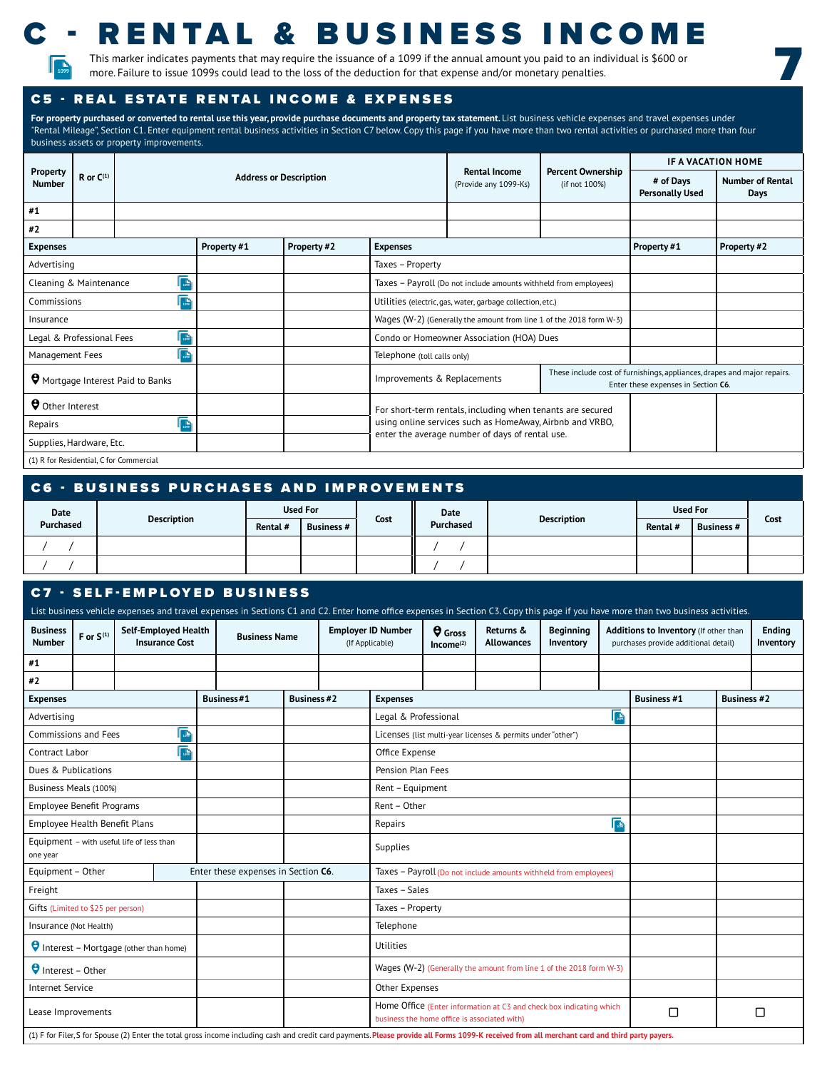# C - RENTAL & BUSINESS INCOME

This marker indicates payments that may require the issuance of a 1099 if the annual amount you paid to an individual is $600 or more. Failure to issue 1099s could lead to the loss of the deduction for that expense and/or monetary penalties.

## C5 - REAL ESTATE RENTAL INCOME & EXPENSES

**For property purchased or converted to rental use this year, provide purchase documents and property tax statement.** List business vehicle expenses and travel expenses under "Rental Mileage", Section C1. Enter equipment rental business activities in Section C7 below. Copy this page if you have more than two rental activities or purchased more than four business assets or property improvements.

| Property Number | R or C[1] | Address or Description | Rental Income (Provide any 1099-Ks) | Percent Ownership (if not 100%) | IF A VACATION HOME | |
|---|---|---|---|---|---|---|
| | | | | | # of Days Personally Used | Number of Rental Days |
| #1 | | | | | | |
| #2 | | | | | | |

| Expenses | Property #1 | Property #2 | Expenses | Property #1 | Property #2 |
|---|---|---|---|---|---|
| Advertising | | | Taxes – Property | | |
| Cleaning & Maintenance (1099) | | | Taxes – Payroll (Do not include amounts withheld from employees) | | |
| Commissions (1099) | | | Utilities (electric, gas, water, garbage collection, etc.) | | |
| Insurance | | | Wages (W-2) (Generally the amount from line 1 of the 2018 form W-3) | | |
| Legal & Professional Fees (1099) | | | Condo or Homeowner Association (HOA) Dues | | |
| Management Fees (1099) | | | Telephone (toll calls only) | | |
| Mortgage Interest Paid to Banks | | | Improvements & Replacements | These include cost of furnishings, appliances, drapes and major repairs. Enter these expenses in Section **C6**. | |
| Other Interest | | | For short-term rentals, including when tenants are secured using online services such as HomeAway, Airbnb and VRBO, enter the average number of days of rental use. | | |
| Repairs (1099) | | | | | |
| Supplies, Hardware, Etc. | | | | | |

(1) R for Residential, C for Commercial

## C6 - BUSINESS PURCHASES AND IMPROVEMENTS

| Date Purchased | Description | Used For | | Cost | Date Purchased | Description | Used For | | Cost |
|---|---|---|---|---|---|---|---|---|---|
| | | Rental # | Business # | | | | Rental # | Business # | |
| / / | | | | | / / | | | | |
| / / | | | | | / / | | | | |

## C7 - SELF-EMPLOYED BUSINESS

List business vehicle expenses and travel expenses in Sections C1 and C2. Enter home office expenses in Section C3. Copy this page if you have more than two business activities.

| Business Number | F or S[1] | Self-Employed Health Insurance Cost | Business Name | Employer ID Number (If Applicable) | Gross Income[2] | Returns & Allowances | Beginning Inventory | Additions to Inventory (If other than purchases provide additional detail) | Ending Inventory |
|---|---|---|---|---|---|---|---|---|---|
| #1 | | | | | | | | | |
| #2 | | | | | | | | | |

| Expenses | Business #1 | Business #2 | Expenses | Business #1 | Business #2 |
|---|---|---|---|---|---|
| Advertising | | | Legal & Professional (1099) | | |
| Commissions and Fees (1099) | | | Licenses (list multi-year licenses & permits under "other") | | |
| Contract Labor (1099) | | | Office Expense | | |
| Dues & Publications | | | Pension Plan Fees | | |
| Business Meals (100%) | | | Rent – Equipment | | |
| Employee Benefit Programs | | | Rent – Other | | |
| Employee Health Benefit Plans | | | Repairs (1099) | | |
| Equipment – with useful life of less than one year | | | Supplies | | |
| Equipment – Other | Enter these expenses in Section **C6**. | | Taxes – Payroll (Do not include amounts withheld from employees) | | |
| Freight | | | Taxes – Sales | | |
| Gifts (Limited to $25 per person) | | | Taxes – Property | | |
| Insurance (Not Health) | | | Telephone | | |
| Interest – Mortgage (other than home) | | | Utilities | | |
| Interest – Other | | | Wages (W-2) (Generally the amount from line 1 of the 2018 form W-3) | | |
| Internet Service | | | Other Expenses | | |
| Lease Improvements | | | Home Office (Enter information at C3 and check box indicating which business the home office is associated with) | ☐ | ☐ |

(1) F for Filer, S for Spouse (2) Enter the total gross income including cash and credit card payments. **Please provide all Forms 1099-K received from all merchant card and third party payers.**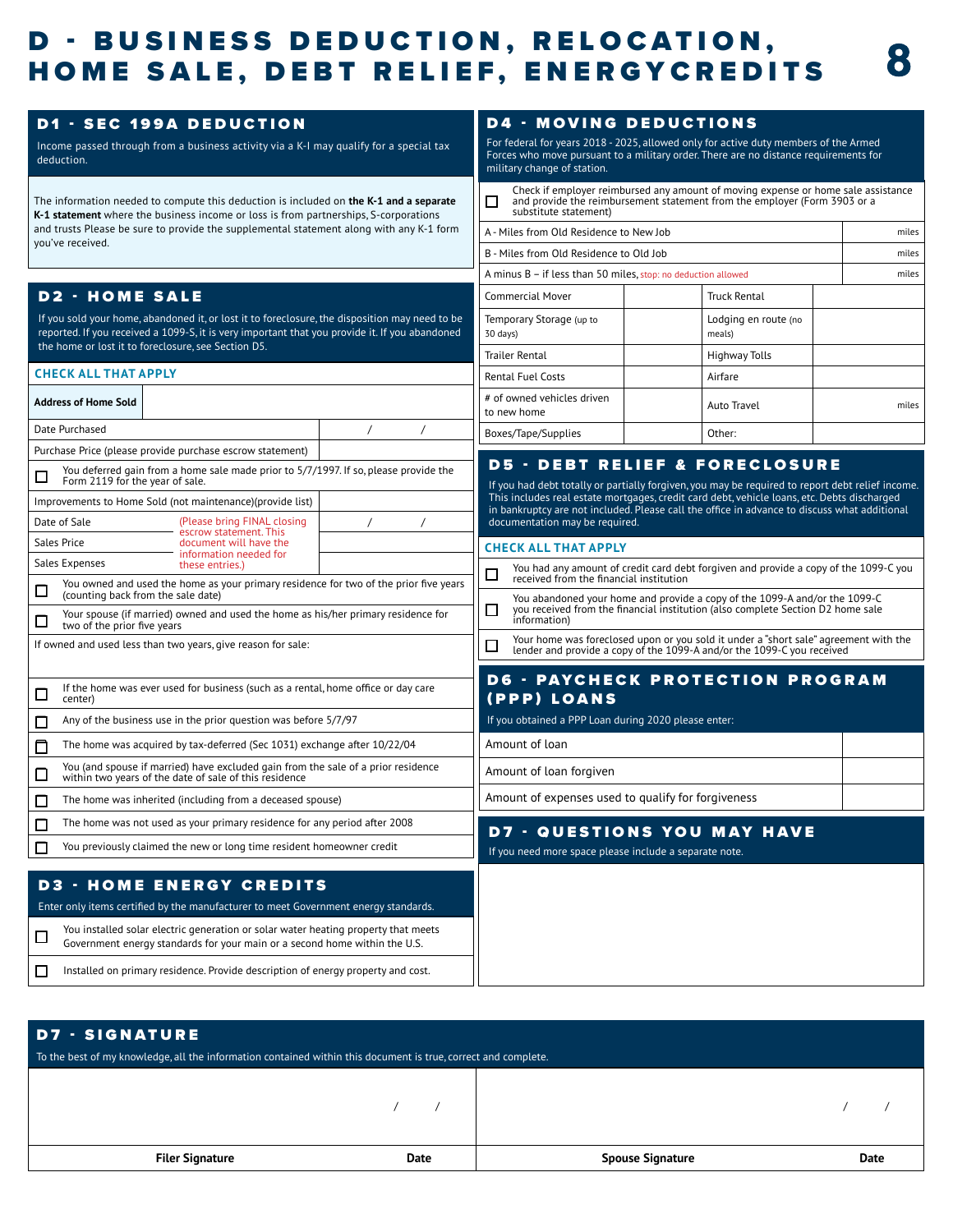# D - BUSINESS DEDUCTION, RELOCATION, HOME SALE, DEBT RELIEF, ENERGYCREDITS

## D1 - SEC 199A DEDUCTION

Income passed through from a business activity via a K-I may qualify for a special tax deduction.

The information needed to compute this deduction is included on **the K-1 and a separate K-1 statement** where the business income or loss is from partnerships, S-corporations and trusts Please be sure to provide the supplemental statement along with any K-1 form you've received.

## D2 - HOME SALE

If you sold your home, abandoned it, or lost it to foreclosure, the disposition may need to be reported. If you received a 1099-S, it is very important that you provide it. If you abandoned the home or lost it to foreclosure, see Section D5.

**CHECK ALL THAT APPLY**

| | |
|---|---|
| **Address of Home Sold** | |
| Date Purchased | / / |
| Purchase Price (please provide purchase escrow statement) | |
| ☐ You deferred gain from a home sale made prior to 5/7/1997. If so, please provide the Form 2119 for the year of sale. | |
| Improvements to Home Sold (not maintenance)(provide list) | |
| Date of Sale | / / |
| Sales Price | |
| Sales Expenses | |

(Please bring FINAL closing escrow statement. This document will have the information needed for these entries.)

- ☐ You owned and used the home as your primary residence for two of the prior five years (counting back from the sale date)
- ☐ Your spouse (if married) owned and used the home as his/her primary residence for two of the prior five years

If owned and used less than two years, give reason for sale:

- ☐ If the home was ever used for business (such as a rental, home office or day care center)
- ☐ Any of the business use in the prior question was before 5/7/97
- ☐ The home was acquired by tax-deferred (Sec 1031) exchange after 10/22/04
- ☐ You (and spouse if married) have excluded gain from the sale of a prior residence within two years of the date of sale of this residence
- ☐ The home was inherited (including from a deceased spouse)
- ☐ The home was not used as your primary residence for any period after 2008
- ☐ You previously claimed the new or long time resident homeowner credit

## D3 - HOME ENERGY CREDITS

Enter only items certified by the manufacturer to meet Government energy standards.

- ☐ You installed solar electric generation or solar water heating property that meets Government energy standards for your main or a second home within the U.S.
- ☐ Installed on primary residence. Provide description of energy property and cost.

## D4 - MOVING DEDUCTIONS

For federal for years 2018 - 2025, allowed only for active duty members of the Armed Forces who move pursuant to a military order. There are no distance requirements for military change of station.

☐ Check if employer reimbursed any amount of moving expense or home sale assistance and provide the reimbursement statement from the employer (Form 3903 or a substitute statement)

| | |
|---|---|
| A - Miles from Old Residence to New Job | miles |
| B - Miles from Old Residence to Old Job | miles |
| A minus B – if less than 50 miles, stop: no deduction allowed | miles |

| | | | |
|---|---|---|---|
| Commercial Mover | | Truck Rental | |
| Temporary Storage (up to 30 days) | | Lodging en route (no meals) | |
| Trailer Rental | | Highway Tolls | |
| Rental Fuel Costs | | Airfare | |
| # of owned vehicles driven to new home | | Auto Travel | miles |
| Boxes/Tape/Supplies | | Other: | |

## D5 - DEBT RELIEF & FORECLOSURE

If you had debt totally or partially forgiven, you may be required to report debt relief income. This includes real estate mortgages, credit card debt, vehicle loans, etc. Debts discharged in bankruptcy are not included. Please call the office in advance to discuss what additional documentation may be required.

**CHECK ALL THAT APPLY**

- ☐ You had any amount of credit card debt forgiven and provide a copy of the 1099-C you received from the financial institution
- ☐ You abandoned your home and provide a copy of the 1099-A and/or the 1099-C you received from the financial institution (also complete Section D2 home sale information)
- ☐ Your home was foreclosed upon or you sold it under a "short sale" agreement with the lender and provide a copy of the 1099-A and/or the 1099-C you received

## D6 - PAYCHECK PROTECTION PROGRAM (PPP) LOANS

If you obtained a PPP Loan during 2020 please enter:

| | |
|---|---|
| Amount of loan | |
| Amount of loan forgiven | |
| Amount of expenses used to qualify for forgiveness | |

## D7 - QUESTIONS YOU MAY HAVE

If you need more space please include a separate note.

## D7 - SIGNATURE

To the best of my knowledge, all the information contained within this document is true, correct and complete.

| | | | |
|---|---|---|---|
| | / / | | / / |
| **Filer Signature** | **Date** | **Spouse Signature** | **Date** |